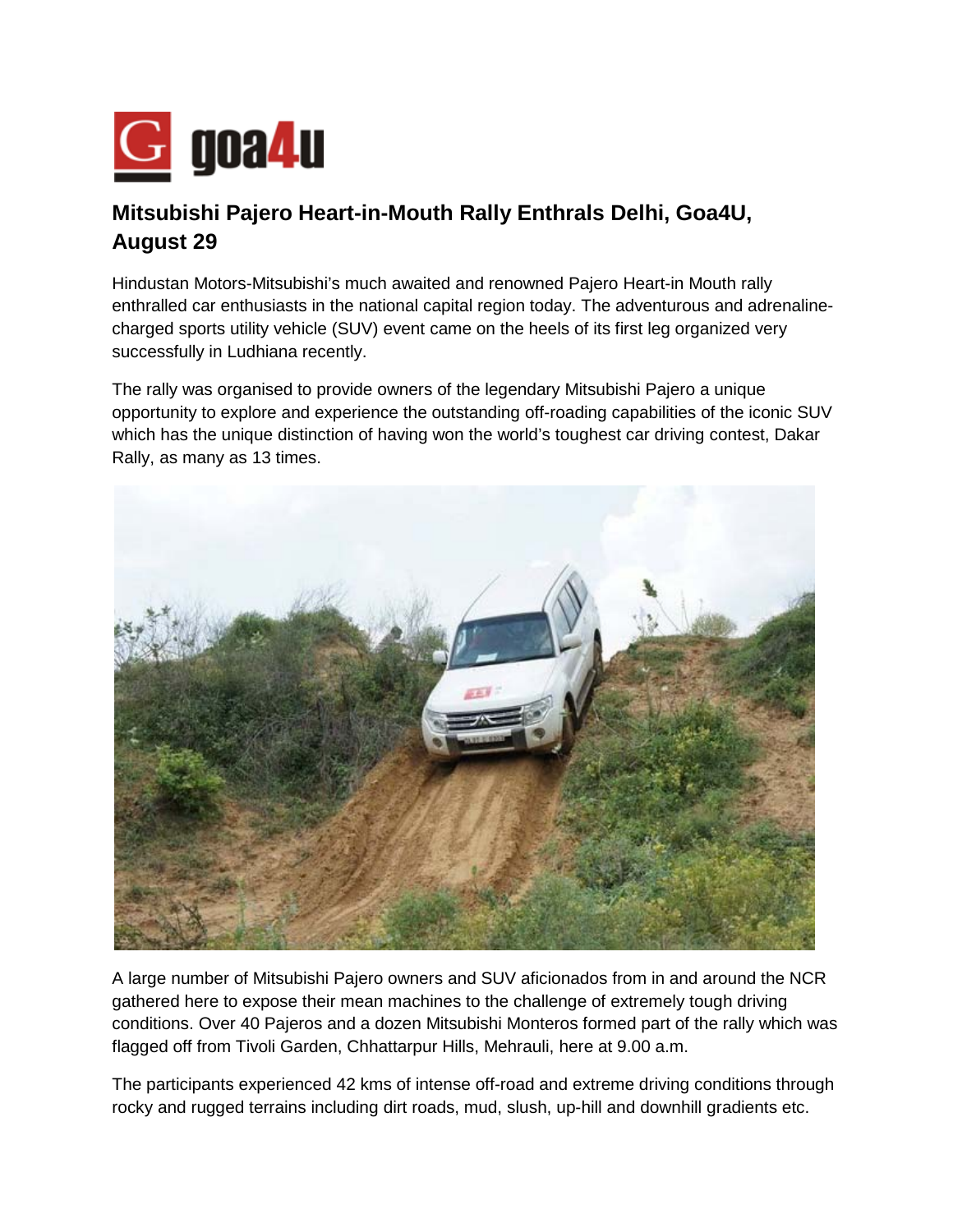# Mitsubishi Pajero Heart-in-Mouth Rally Enthrals Delhi, Goa4U, August 29

Hindustan Motors-Mitsubishi's much awaited and renowned Pajero Heart-in Mouth rally enthralled car enthusiasts in the national capital region today. The adventurous and adrenaline-charged sports utility vehicle (SUV) event came on the heels of its first leg organized very successfully in Ludhiana recently.

The rally was organised to provide owners of the legendary Mitsubishi Pajero a unique opportunity to explore and experience the outstanding off-roading capabilities of the iconic SUV which has the unique distinction of having won the world's toughest car driving contest, Dakar Rally, as many as 13 times.

A large number of Mitsubishi Pajero owners and SUV aficionados from in and around the NCR gathered here to expose their mean machines to the challenge of extremely tough driving conditions. Over 40 Pajeros and a dozen Mitsubishi Monteros formed part of the rally which was flagged off from Tivoli Garden, Chhattarpur Hills, Mehrauli, here at 9.00 a.m.

The participants experienced 42 kms of intense off-road and extreme driving conditions through rocky and rugged terrains including dirt roads, mud, slush, up-hill and downhill gradients etc.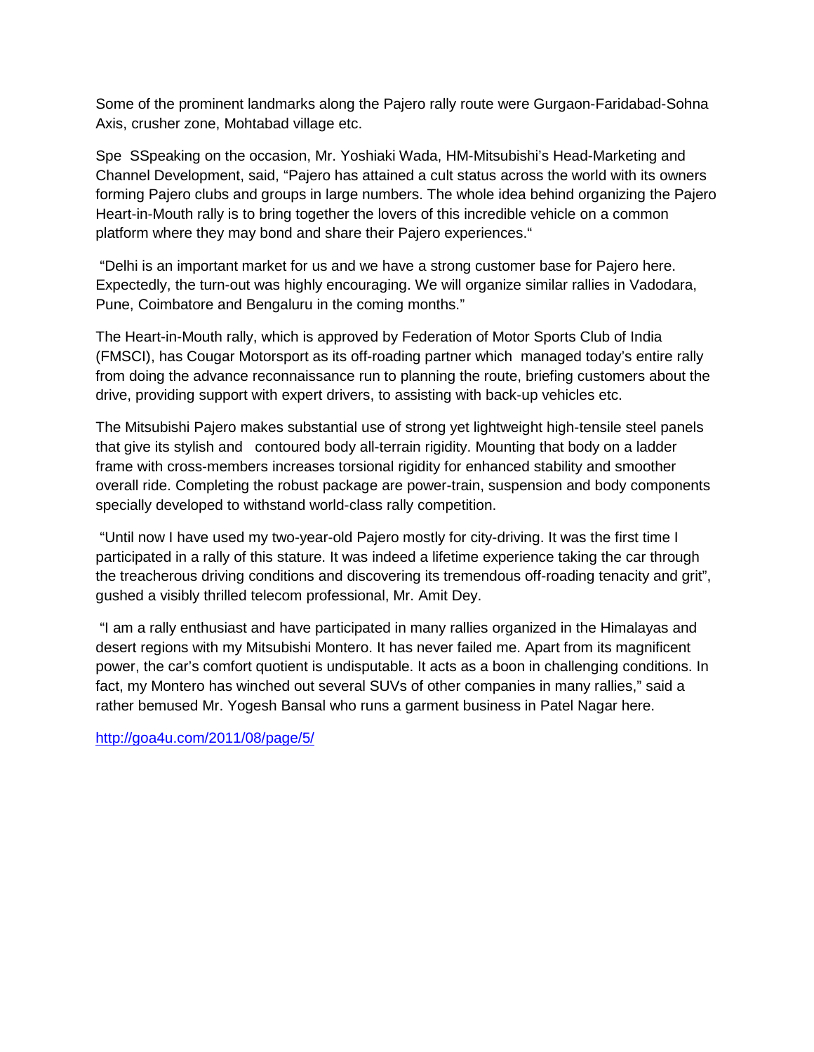Some of the prominent landmarks along the Pajero rally route were Gurgaon-Faridabad-Sohna Axis, crusher zone, Mohtabad village etc.

Spe SSpeaking on the occasion, Mr. Yoshiaki Wada, HM-Mitsubishi's Head-Marketing and Channel Development, said, "Pajero has attained a cult status across the world with its owners forming Pajero clubs and groups in large numbers. The whole idea behind organizing the Pajero Heart-in-Mouth rally is to bring together the lovers of this incredible vehicle on a common platform where they may bond and share their Pajero experiences."

"Delhi is an important market for us and we have a strong customer base for Pajero here. Expectedly, the turn-out was highly encouraging. We will organize similar rallies in Vadodara, Pune, Coimbatore and Bengaluru in the coming months."

The Heart-in-Mouth rally, which is approved by Federation of Motor Sports Club of India (FMSCI), has Cougar Motorsport as its off-roading partner which managed today's entire rally from doing the advance reconnaissance run to planning the route, briefing customers about the drive, providing support with expert drivers, to assisting with back-up vehicles etc.

The Mitsubishi Pajero makes substantial use of strong yet lightweight high-tensile steel panels that give its stylish and contoured body all-terrain rigidity. Mounting that body on a ladder frame with cross-members increases torsional rigidity for enhanced stability and smoother overall ride. Completing the robust package are power-train, suspension and body components specially developed to withstand world-class rally competition.

"Until now I have used my two-year-old Pajero mostly for city-driving. It was the first time I participated in a rally of this stature. It was indeed a lifetime experience taking the car through the treacherous driving conditions and discovering its tremendous off-roading tenacity and grit", gushed a visibly thrilled telecom professional, Mr. Amit Dey.

"I am a rally enthusiast and have participated in many rallies organized in the Himalayas and desert regions with my Mitsubishi Montero. It has never failed me. Apart from its magnificent power, the car's comfort quotient is undisputable. It acts as a boon in challenging conditions. In fact, my Montero has winched out several SUVs of other companies in many rallies," said a rather bemused Mr. Yogesh Bansal who runs a garment business in Patel Nagar here.

http://goa4u.com/2011/08/page/5/